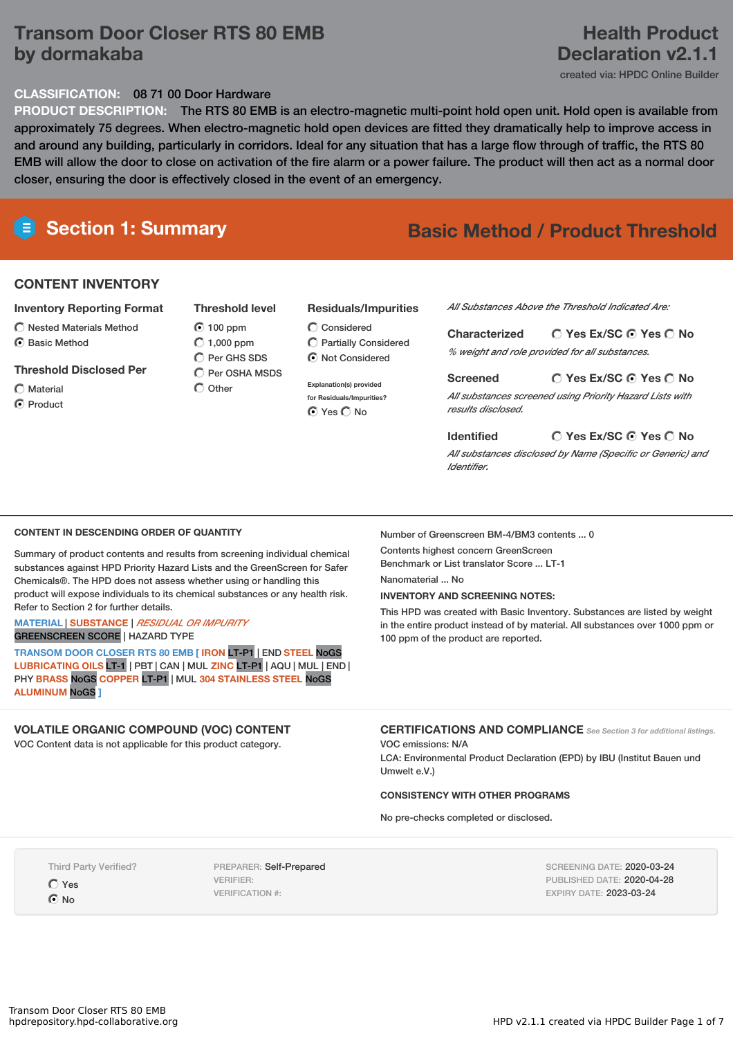# Transom Door Closer RTS 80 EMB by dormakaba

## Health Product Declaration v2.1.1

created via: HPDC Online Builder

**CLASSIFICATION:** 08 71 00 Door Hardware

**PRODUCT DESCRIPTION:** The RTS 80 EMB is an electro-magnetic multi-point hold open unit. Hold open is available from approximately 75 degrees. When electro-magnetic hold open devices are fitted they dramatically help to improve access in and around any building, particularly in corridors. Ideal for any situation that has a large flow through of traffic, the RTS 80 EMB will allow the door to close on activation of the fire alarm or a power failure. The product will then act as a normal door closer, ensuring the door is effectively closed in the event of an emergency.

## Section 1: Summary

**Basic Method / Product Threshold**

### CONTENT INVENTORY

**Inventory Reporting Format**
- ○ Nested Materials Method
- ◉ Basic Method

**Threshold Disclosed Per**
- ○ Material
- ◉ Product

**Threshold level**
- ◉ 100 ppm
- ○ 1,000 ppm
- ○ Per GHS SDS
- ○ Per OSHA MSDS
- ○ Other

**Residuals/Impurities**
- ○ Considered
- ○ Partially Considered
- ◉ Not Considered

Explanation(s) provided for Residuals/Impurities?
◉ Yes ○ No

*All Substances Above the Threshold Indicated Are:*

**Characterized** ○ Yes Ex/SC ◉ Yes ○ No
*% weight and role provided for all substances.*

**Screened** ○ Yes Ex/SC ◉ Yes ○ No
*All substances screened using Priority Hazard Lists with results disclosed.*

**Identified** ○ Yes Ex/SC ◉ Yes ○ No
*All substances disclosed by Name (Specific or Generic) and Identifier.*

### CONTENT IN DESCENDING ORDER OF QUANTITY

Summary of product contents and results from screening individual chemical substances against HPD Priority Hazard Lists and the GreenScreen for Safer Chemicals®. The HPD does not assess whether using or handling this product will expose individuals to its chemical substances or any health risk. Refer to Section 2 for further details.

MATERIAL | SUBSTANCE | *RESIDUAL OR IMPURITY*
GREENSCREEN SCORE | HAZARD TYPE

TRANSOM DOOR CLOSER RTS 80 EMB [ IRON LT-P1 | END STEEL NoGS LUBRICATING OILS LT-1 | PBT | CAN | MUL ZINC LT-P1 | AQU | MUL | END | PHY BRASS NoGS COPPER LT-P1 | MUL 304 STAINLESS STEEL NoGS ALUMINUM NoGS ]

Number of Greenscreen BM-4/BM3 contents ... 0

Contents highest concern GreenScreen Benchmark or List translator Score ... LT-1

Nanomaterial ... No

**INVENTORY AND SCREENING NOTES:**

This HPD was created with Basic Inventory. Substances are listed by weight in the entire product instead of by material. All substances over 1000 ppm or 100 ppm of the product are reported.

### VOLATILE ORGANIC COMPOUND (VOC) CONTENT

VOC Content data is not applicable for this product category.

### CERTIFICATIONS AND COMPLIANCE

*See Section 3 for additional listings.*

VOC emissions: N/A

LCA: Environmental Product Declaration (EPD) by IBU (Institut Bauen und Umwelt e.V.)

**CONSISTENCY WITH OTHER PROGRAMS**

No pre-checks completed or disclosed.

Third Party Verified?
- ○ Yes
- ◉ No

PREPARER: Self-Prepared
VERIFIER:
VERIFICATION #:

SCREENING DATE: 2020-03-24
PUBLISHED DATE: 2020-04-28
EXPIRY DATE: 2023-03-24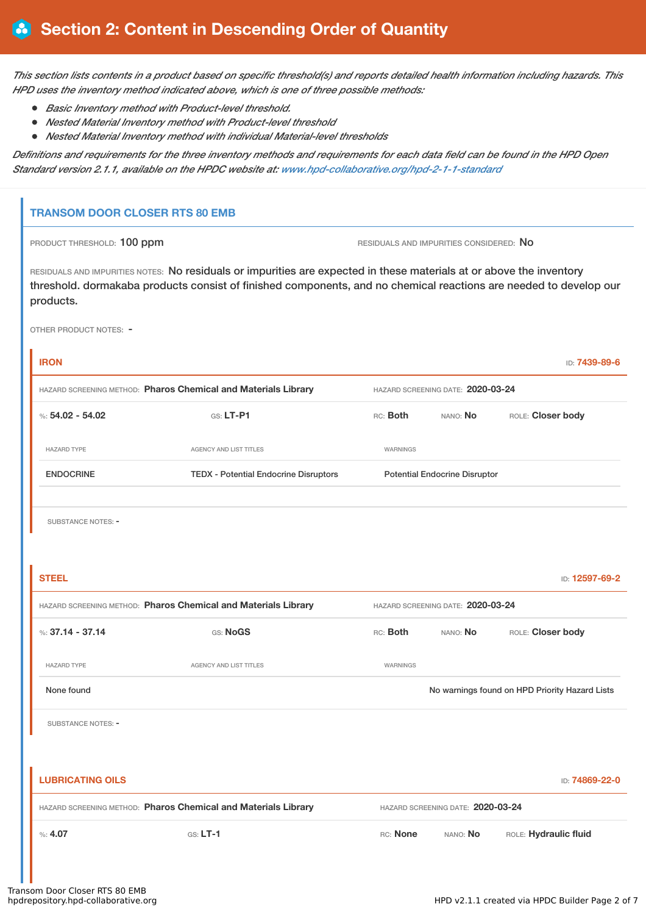# Section 2: Content in Descending Order of Quantity

*This section lists contents in a product based on specific threshold(s) and reports detailed health information including hazards. This HPD uses the inventory method indicated above, which is one of three possible methods:*

- *Basic Inventory method with Product-level threshold.*
- *Nested Material Inventory method with Product-level threshold*
- *Nested Material Inventory method with individual Material-level thresholds*

*Definitions and requirements for the three inventory methods and requirements for each data field can be found in the HPD Open Standard version 2.1.1, available on the HPDC website at: www.hpd-collaborative.org/hpd-2-1-1-standard*

## TRANSOM DOOR CLOSER RTS 80 EMB

PRODUCT THRESHOLD: 100 ppm

RESIDUALS AND IMPURITIES CONSIDERED: No

RESIDUALS AND IMPURITIES NOTES: No residuals or impurities are expected in these materials at or above the inventory threshold. dormakaba products consist of finished components, and no chemical reactions are needed to develop our products.

OTHER PRODUCT NOTES: -

### IRON

ID: 7439-89-6

HAZARD SCREENING METHOD: **Pharos Chemical and Materials Library**

HAZARD SCREENING DATE: **2020-03-24**

%: **54.02 - 54.02** GS: **LT-P1** RC: **Both** NANO: **No** ROLE: **Closer body**

| HAZARD TYPE | AGENCY AND LIST TITLES | WARNINGS |
|---|---|---|
| ENDOCRINE | TEDX - Potential Endocrine Disruptors | Potential Endocrine Disruptor |

SUBSTANCE NOTES: -

### STEEL

ID: 12597-69-2

HAZARD SCREENING METHOD: **Pharos Chemical and Materials Library**

HAZARD SCREENING DATE: **2020-03-24**

%: **37.14 - 37.14** GS: **NoGS** RC: **Both** NANO: **No** ROLE: **Closer body**

| HAZARD TYPE | AGENCY AND LIST TITLES | WARNINGS |
|---|---|---|
| None found | | No warnings found on HPD Priority Hazard Lists |

SUBSTANCE NOTES: -

### LUBRICATING OILS

ID: 74869-22-0

HAZARD SCREENING METHOD: **Pharos Chemical and Materials Library**

HAZARD SCREENING DATE: **2020-03-24**

%: **4.07** GS: **LT-1** RC: **None** NANO: **No** ROLE: **Hydraulic fluid**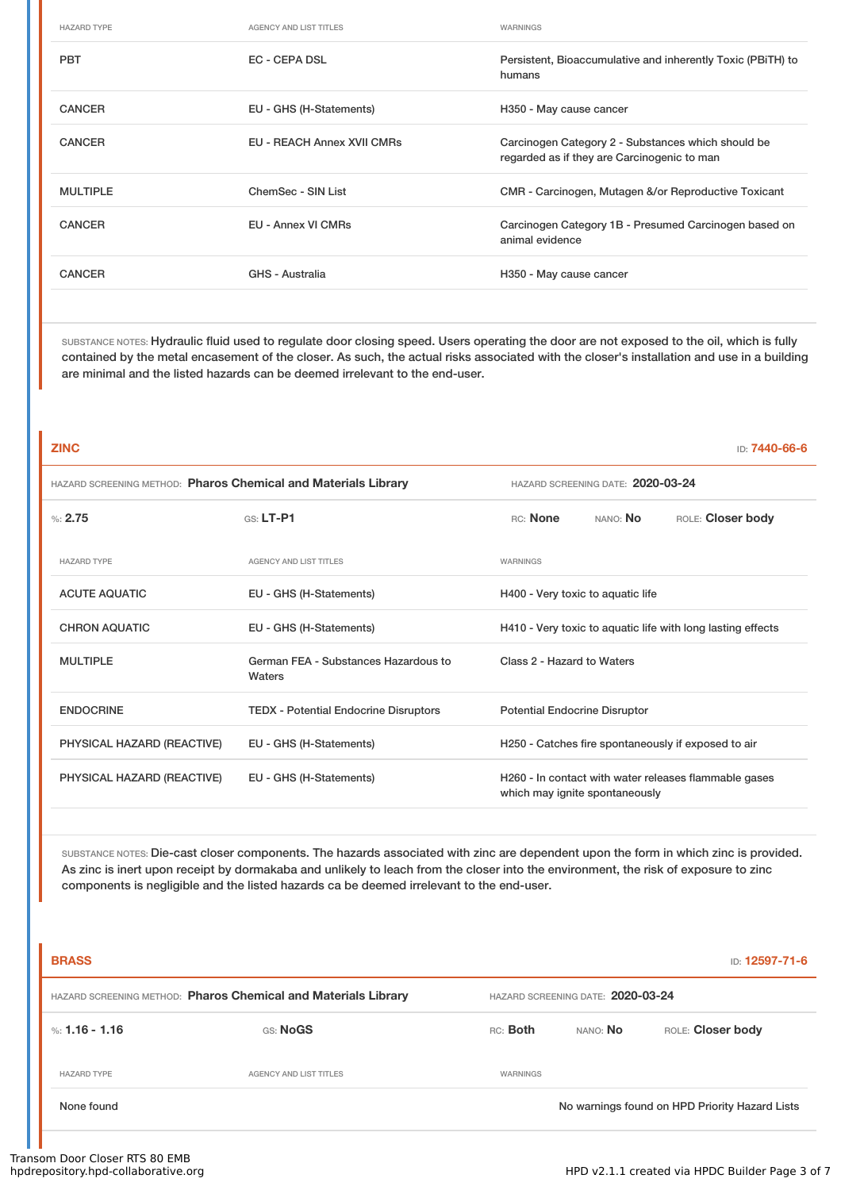| HAZARD TYPE | AGENCY AND LIST TITLES | WARNINGS |
|---|---|---|
| PBT | EC - CEPA DSL | Persistent, Bioaccumulative and inherently Toxic (PBiTH) to humans |
| CANCER | EU - GHS (H-Statements) | H350 - May cause cancer |
| CANCER | EU - REACH Annex XVII CMRs | Carcinogen Category 2 - Substances which should be regarded as if they are Carcinogenic to man |
| MULTIPLE | ChemSec - SIN List | CMR - Carcinogen, Mutagen &/or Reproductive Toxicant |
| CANCER | EU - Annex VI CMRs | Carcinogen Category 1B - Presumed Carcinogen based on animal evidence |
| CANCER | GHS - Australia | H350 - May cause cancer |

SUBSTANCE NOTES: Hydraulic fluid used to regulate door closing speed. Users operating the door are not exposed to the oil, which is fully contained by the metal encasement of the closer. As such, the actual risks associated with the closer's installation and use in a building are minimal and the listed hazards can be deemed irrelevant to the end-user.

## ZINC

ID: 7440-66-6

HAZARD SCREENING METHOD: **Pharos Chemical and Materials Library** HAZARD SCREENING DATE: **2020-03-24**

%: **2.75** GS: **LT-P1** RC: **None** NANO: **No** ROLE: **Closer body**

| HAZARD TYPE | AGENCY AND LIST TITLES | WARNINGS |
|---|---|---|
| ACUTE AQUATIC | EU - GHS (H-Statements) | H400 - Very toxic to aquatic life |
| CHRON AQUATIC | EU - GHS (H-Statements) | H410 - Very toxic to aquatic life with long lasting effects |
| MULTIPLE | German FEA - Substances Hazardous to Waters | Class 2 - Hazard to Waters |
| ENDOCRINE | TEDX - Potential Endocrine Disruptors | Potential Endocrine Disruptor |
| PHYSICAL HAZARD (REACTIVE) | EU - GHS (H-Statements) | H250 - Catches fire spontaneously if exposed to air |
| PHYSICAL HAZARD (REACTIVE) | EU - GHS (H-Statements) | H260 - In contact with water releases flammable gases which may ignite spontaneously |

SUBSTANCE NOTES: Die-cast closer components. The hazards associated with zinc are dependent upon the form in which zinc is provided. As zinc is inert upon receipt by dormakaba and unlikely to leach from the closer into the environment, the risk of exposure to zinc components is negligible and the listed hazards ca be deemed irrelevant to the end-user.

## BRASS

ID: 12597-71-6

HAZARD SCREENING METHOD: **Pharos Chemical and Materials Library** HAZARD SCREENING DATE: **2020-03-24**

%: **1.16 - 1.16** GS: **NoGS** RC: **Both** NANO: **No** ROLE: **Closer body**

| HAZARD TYPE | AGENCY AND LIST TITLES | WARNINGS |
|---|---|---|
| None found | | No warnings found on HPD Priority Hazard Lists |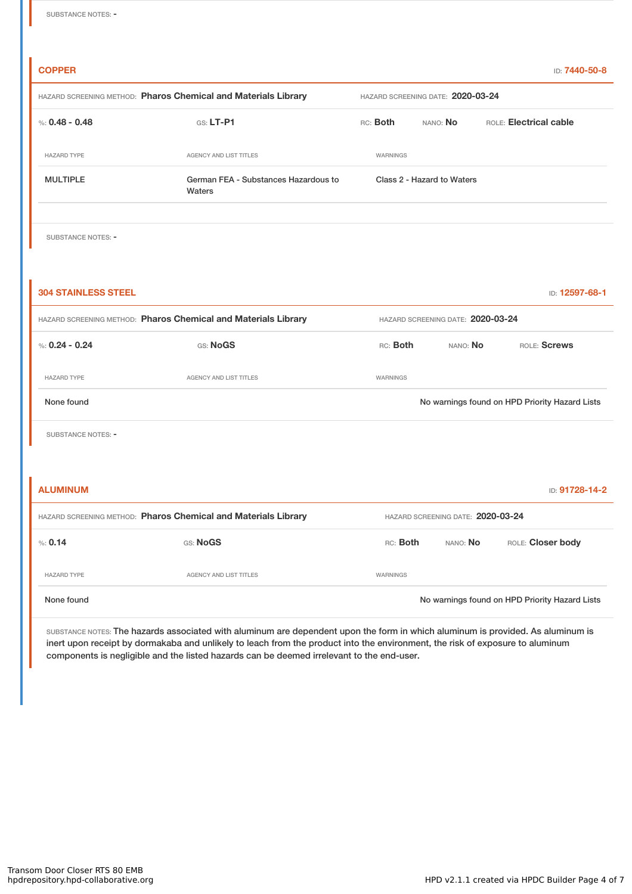SUBSTANCE NOTES: -

### COPPER

ID: 7440-50-8

HAZARD SCREENING METHOD: **Pharos Chemical and Materials Library** HAZARD SCREENING DATE: **2020-03-24**

%: **0.48 - 0.48** GS: **LT-P1** RC: **Both** NANO: **No** ROLE: **Electrical cable**

| HAZARD TYPE | AGENCY AND LIST TITLES | WARNINGS |
|---|---|---|
| MULTIPLE | German FEA - Substances Hazardous to Waters | Class 2 - Hazard to Waters |

SUBSTANCE NOTES: -

### 304 STAINLESS STEEL

ID: 12597-68-1

HAZARD SCREENING METHOD: **Pharos Chemical and Materials Library** HAZARD SCREENING DATE: **2020-03-24**

%: **0.24 - 0.24** GS: **NoGS** RC: **Both** NANO: **No** ROLE: **Screws**

| HAZARD TYPE | AGENCY AND LIST TITLES | WARNINGS |
|---|---|---|
| None found | | No warnings found on HPD Priority Hazard Lists |

SUBSTANCE NOTES: -

### ALUMINUM

ID: 91728-14-2

HAZARD SCREENING METHOD: **Pharos Chemical and Materials Library** HAZARD SCREENING DATE: **2020-03-24**

%: **0.14** GS: **NoGS** RC: **Both** NANO: **No** ROLE: **Closer body**

| HAZARD TYPE | AGENCY AND LIST TITLES | WARNINGS |
|---|---|---|
| None found | | No warnings found on HPD Priority Hazard Lists |

SUBSTANCE NOTES: The hazards associated with aluminum are dependent upon the form in which aluminum is provided. As aluminum is inert upon receipt by dormakaba and unlikely to leach from the product into the environment, the risk of exposure to aluminum components is negligible and the listed hazards can be deemed irrelevant to the end-user.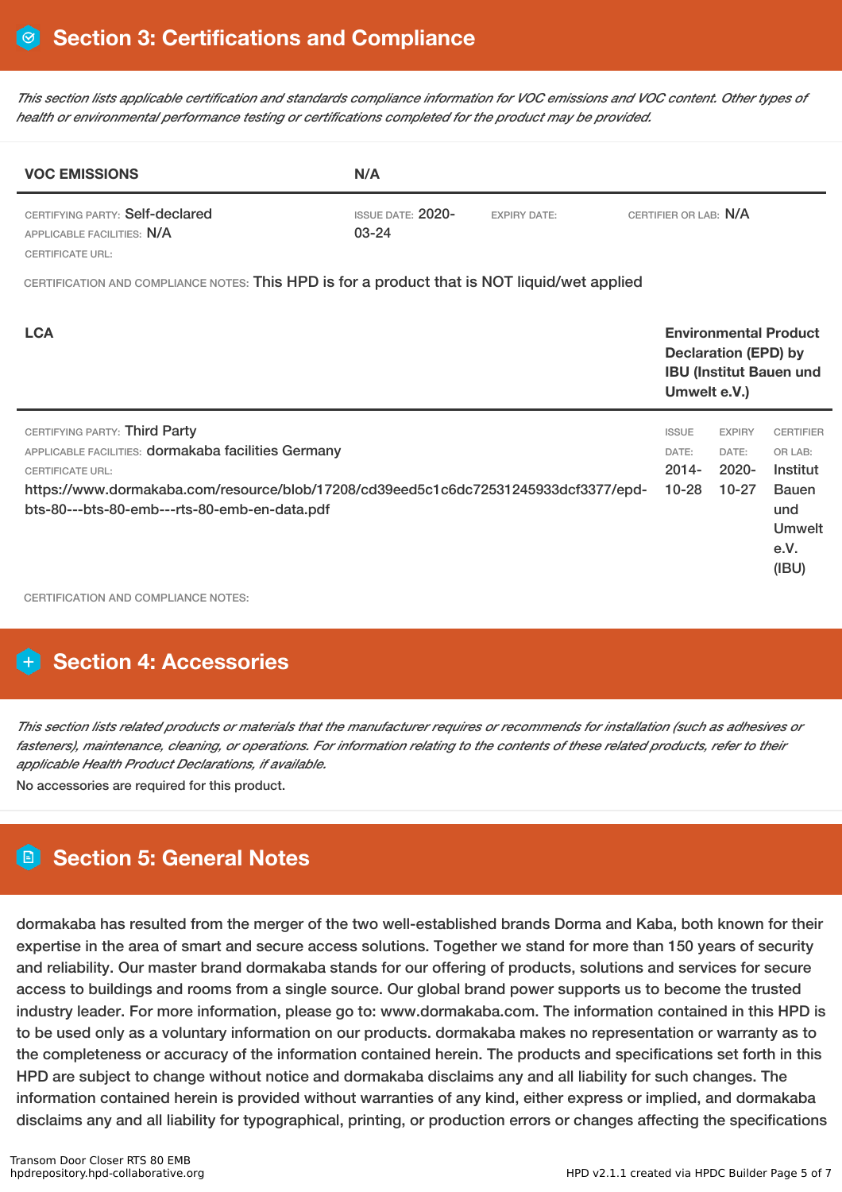## Section 3: Certifications and Compliance

*This section lists applicable certification and standards compliance information for VOC emissions and VOC content. Other types of health or environmental performance testing or certifications completed for the product may be provided.*

| **VOC EMISSIONS** | **N/A** | | |
|---|---|---|---|
| CERTIFYING PARTY: Self-declared<br>APPLICABLE FACILITIES: N/A<br>CERTIFICATE URL: | ISSUE DATE: 2020-03-24 | EXPIRY DATE: | CERTIFIER OR LAB: N/A |

CERTIFICATION AND COMPLIANCE NOTES: This HPD is for a product that is NOT liquid/wet applied

| **LCA** | **Environmental Product Declaration (EPD) by IBU (Institut Bauen und Umwelt e.V.)** | | |
|---|---|---|---|
| CERTIFYING PARTY: Third Party<br>APPLICABLE FACILITIES: dormakaba facilities Germany<br>CERTIFICATE URL:<br>https://www.dormakaba.com/resource/blob/17208/cd39eed5c1c6dc72531245933dcf3377/epd-bts-80---bts-80-emb---rts-80-emb-en-data.pdf | ISSUE DATE: 2014-10-28 | EXPIRY DATE: 2020-10-27 | CERTIFIER OR LAB: Institut Bauen und Umwelt e.V. (IBU) |

CERTIFICATION AND COMPLIANCE NOTES:

## Section 4: Accessories

*This section lists related products or materials that the manufacturer requires or recommends for installation (such as adhesives or fasteners), maintenance, cleaning, or operations. For information relating to the contents of these related products, refer to their applicable Health Product Declarations, if available.*

No accessories are required for this product.

## Section 5: General Notes

dormakaba has resulted from the merger of the two well-established brands Dorma and Kaba, both known for their expertise in the area of smart and secure access solutions. Together we stand for more than 150 years of security and reliability. Our master brand dormakaba stands for our offering of products, solutions and services for secure access to buildings and rooms from a single source. Our global brand power supports us to become the trusted industry leader. For more information, please go to: www.dormakaba.com. The information contained in this HPD is to be used only as a voluntary information on our products. dormakaba makes no representation or warranty as to the completeness or accuracy of the information contained herein. The products and specifications set forth in this HPD are subject to change without notice and dormakaba disclaims any and all liability for such changes. The information contained herein is provided without warranties of any kind, either express or implied, and dormakaba disclaims any and all liability for typographical, printing, or production errors or changes affecting the specifications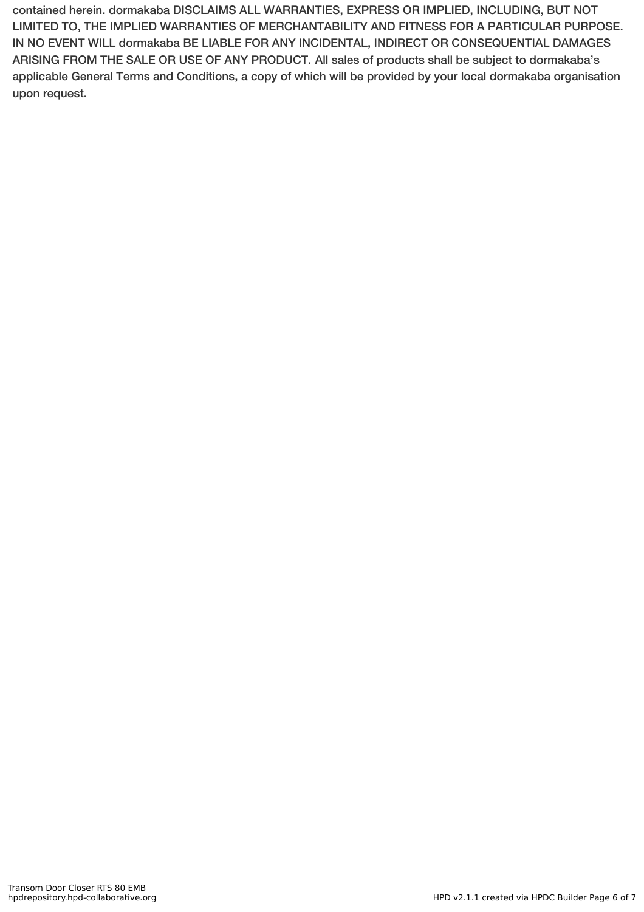contained herein. dormakaba DISCLAIMS ALL WARRANTIES, EXPRESS OR IMPLIED, INCLUDING, BUT NOT LIMITED TO, THE IMPLIED WARRANTIES OF MERCHANTABILITY AND FITNESS FOR A PARTICULAR PURPOSE. IN NO EVENT WILL dormakaba BE LIABLE FOR ANY INCIDENTAL, INDIRECT OR CONSEQUENTIAL DAMAGES ARISING FROM THE SALE OR USE OF ANY PRODUCT. All sales of products shall be subject to dormakaba's applicable General Terms and Conditions, a copy of which will be provided by your local dormakaba organisation upon request.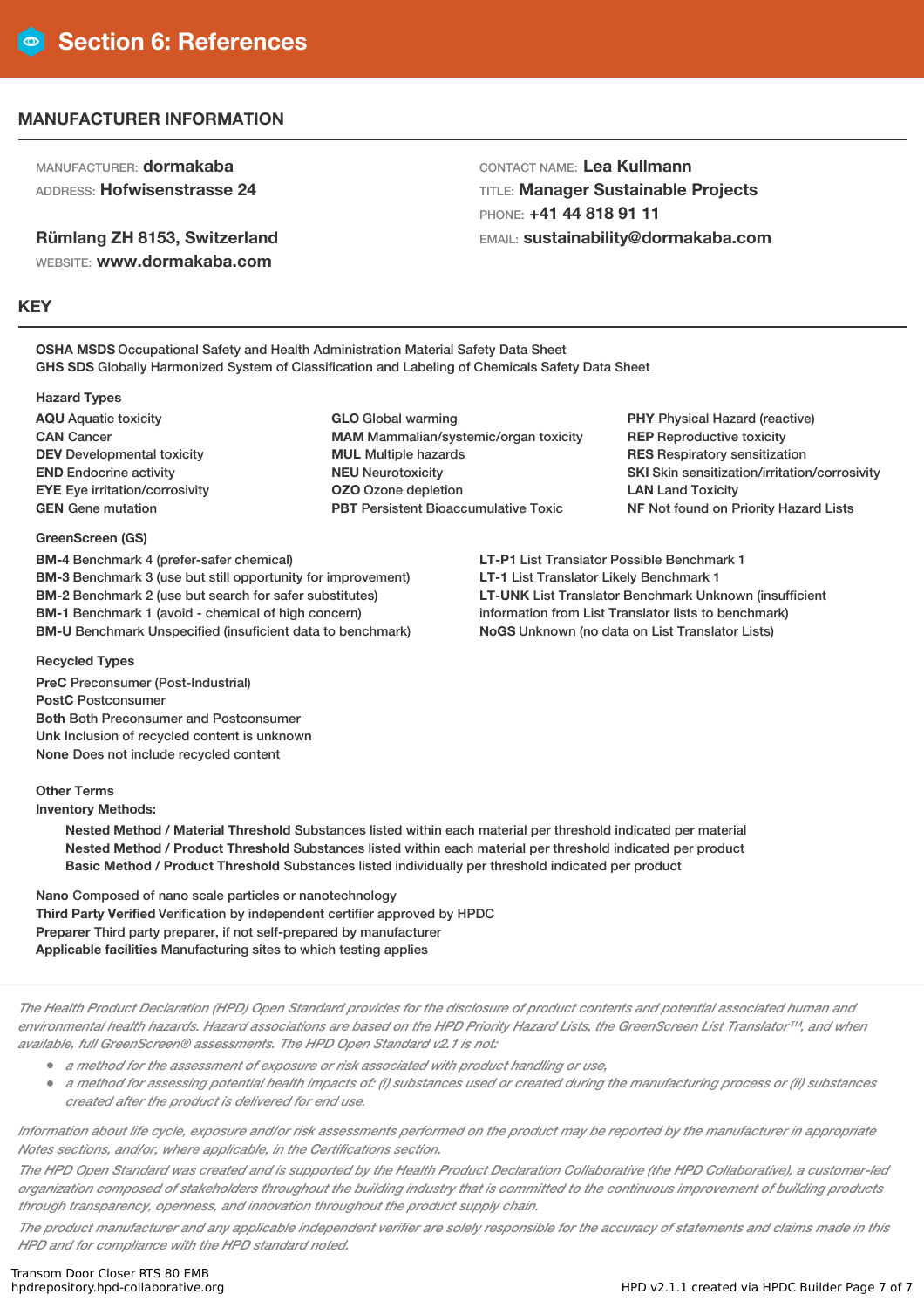# Section 6: References

## MANUFACTURER INFORMATION

MANUFACTURER: **dormakaba**
ADDRESS: **Hofwisenstrasse 24**

**Rümlang ZH 8153, Switzerland**
WEBSITE: **www.dormakaba.com**

CONTACT NAME: **Lea Kullmann**
TITLE: **Manager Sustainable Projects**
PHONE: **+41 44 818 91 11**
EMAIL: **sustainability@dormakaba.com**

## KEY

**OSHA MSDS** Occupational Safety and Health Administration Material Safety Data Sheet
**GHS SDS** Globally Harmonized System of Classification and Labeling of Chemicals Safety Data Sheet

**Hazard Types**

**AQU** Aquatic toxicity
**CAN** Cancer
**DEV** Developmental toxicity
**END** Endocrine activity
**EYE** Eye irritation/corrosivity
**GEN** Gene mutation
**GLO** Global warming
**MAM** Mammalian/systemic/organ toxicity
**MUL** Multiple hazards
**NEU** Neurotoxicity
**OZO** Ozone depletion
**PBT** Persistent Bioaccumulative Toxic
**PHY** Physical Hazard (reactive)
**REP** Reproductive toxicity
**RES** Respiratory sensitization
**SKI** Skin sensitization/irritation/corrosivity
**LAN** Land Toxicity
**NF** Not found on Priority Hazard Lists

**GreenScreen (GS)**

**BM-4** Benchmark 4 (prefer-safer chemical)
**BM-3** Benchmark 3 (use but still opportunity for improvement)
**BM-2** Benchmark 2 (use but search for safer substitutes)
**BM-1** Benchmark 1 (avoid - chemical of high concern)
**BM-U** Benchmark Unspecified (insuficient data to benchmark)
**LT-P1** List Translator Possible Benchmark 1
**LT-1** List Translator Likely Benchmark 1
**LT-UNK** List Translator Benchmark Unknown (insufficient information from List Translator lists to benchmark)
**NoGS** Unknown (no data on List Translator Lists)

**Recycled Types**

**PreC** Preconsumer (Post-Industrial)
**PostC** Postconsumer
**Both** Both Preconsumer and Postconsumer
**Unk** Inclusion of recycled content is unknown
**None** Does not include recycled content

**Other Terms**
**Inventory Methods:**

- **Nested Method / Material Threshold** Substances listed within each material per threshold indicated per material
- **Nested Method / Product Threshold** Substances listed within each material per threshold indicated per product
- **Basic Method / Product Threshold** Substances listed individually per threshold indicated per product

**Nano** Composed of nano scale particles or nanotechnology
**Third Party Verified** Verification by independent certifier approved by HPDC
**Preparer** Third party preparer, if not self-prepared by manufacturer
**Applicable facilities** Manufacturing sites to which testing applies

*The Health Product Declaration (HPD) Open Standard provides for the disclosure of product contents and potential associated human and environmental health hazards. Hazard associations are based on the HPD Priority Hazard Lists, the GreenScreen List Translator™, and when available, full GreenScreen® assessments. The HPD Open Standard v2.1 is not:*

- *a method for the assessment of exposure or risk associated with product handling or use,*
- *a method for assessing potential health impacts of: (i) substances used or created during the manufacturing process or (ii) substances created after the product is delivered for end use.*

*Information about life cycle, exposure and/or risk assessments performed on the product may be reported by the manufacturer in appropriate Notes sections, and/or, where applicable, in the Certifications section.*

*The HPD Open Standard was created and is supported by the Health Product Declaration Collaborative (the HPD Collaborative), a customer-led organization composed of stakeholders throughout the building industry that is committed to the continuous improvement of building products through transparency, openness, and innovation throughout the product supply chain.*

*The product manufacturer and any applicable independent verifier are solely responsible for the accuracy of statements and claims made in this HPD and for compliance with the HPD standard noted.*